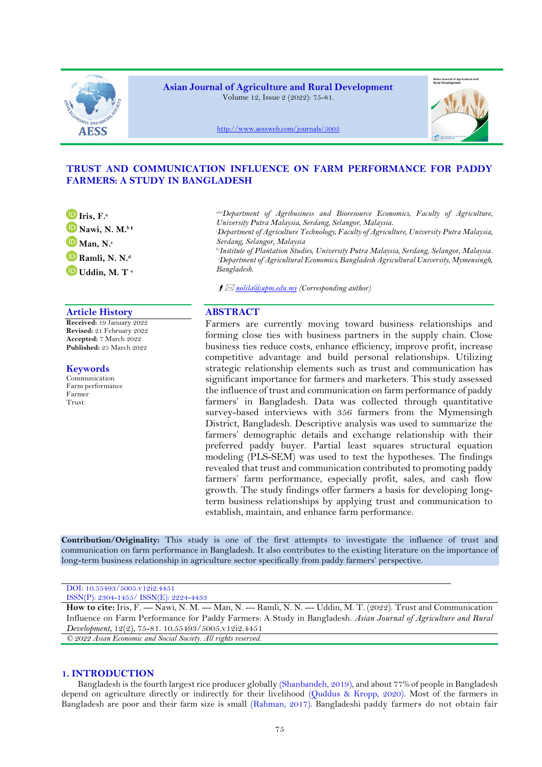Asian Journal of Agriculture and Rural Development
Volume 12, Issue 2 (2022): 75-81.

http://www.aessweb.com/journals/5005

# TRUST AND COMMUNICATION INFLUENCE ON FARM PERFORMANCE FOR PADDY FARMERS: A STUDY IN BANGLADESH

Iris, F.[a]
Nawi, N. M.[b†]
Man, N.[c]
Ramli, N. N.[d]
Uddin, M. T[e]

[a,b,d]*Department of Agribusiness and Bioresource Economics, Faculty of Agriculture, University Putra Malaysia, Serdang, Selangor, Malaysia.*
[c]*Department of Agriculture Technology, Faculty of Agriculture, University Putra Malaysia, Serdang, Selangor, Malaysia*
[b,c]*Institute of Plantation Studies, University Putra Malaysia, Serdang, Selangor, Malaysia.*
[e]*Department of Agricultural Economics, Bangladesh Agricultural University, Mymensingh, Bangladesh.*

† ✉ *nolila@upm.edu.my (Corresponding author)*

## Article History

**Received:** 19 January 2022
**Revised:** 21 February 2022
**Accepted:** 7 March 2022
**Published:** 25 March 2022

## Keywords

Communication
Farm performance
Farmer
Trust.

## ABSTRACT

Farmers are currently moving toward business relationships and forming close ties with business partners in the supply chain. Close business ties reduce costs, enhance efficiency, improve profit, increase competitive advantage and build personal relationships. Utilizing strategic relationship elements such as trust and communication has significant importance for farmers and marketers. This study assessed the influence of trust and communication on farm performance of paddy farmers' in Bangladesh. Data was collected through quantitative survey-based interviews with 356 farmers from the Mymensingh District, Bangladesh. Descriptive analysis was used to summarize the farmers' demographic details and exchange relationship with their preferred paddy buyer. Partial least squares structural equation modeling (PLS-SEM) was used to test the hypotheses. The findings revealed that trust and communication contributed to promoting paddy farmers' farm performance, especially profit, sales, and cash flow growth. The study findings offer farmers a basis for developing long-term business relationships by applying trust and communication to establish, maintain, and enhance farm performance.

**Contribution/Originality:** This study is one of the first attempts to investigate the influence of trust and communication on farm performance in Bangladesh. It also contributes to the existing literature on the importance of long-term business relationship in agriculture sector specifically from paddy farmers' perspective.

DOI: 10.55493/5005.v12i2.4451
ISSN(P): 2304-1455/ ISSN(E): 2224-4433

**How to cite:** Iris, F. --- Nawi, N. M. --- Man, N. --- Ramli, N. N. --- Uddin, M. T. (2022). Trust and Communication Influence on Farm Performance for Paddy Farmers: A Study in Bangladesh. *Asian Journal of Agriculture and Rural Development*, 12(2), 75-81. 10.55493/5005.v12i2.4451

*© 2022 Asian Economic and Social Society. All rights reserved.*

## 1. INTRODUCTION

Bangladesh is the fourth largest rice producer globally (Shanbandeh, 2019), and about 77% of people in Bangladesh depend on agriculture directly or indirectly for their livelihood (Quddus & Kropp, 2020). Most of the farmers in Bangladesh are poor and their farm size is small (Rahman, 2017). Bangladeshi paddy farmers do not obtain fair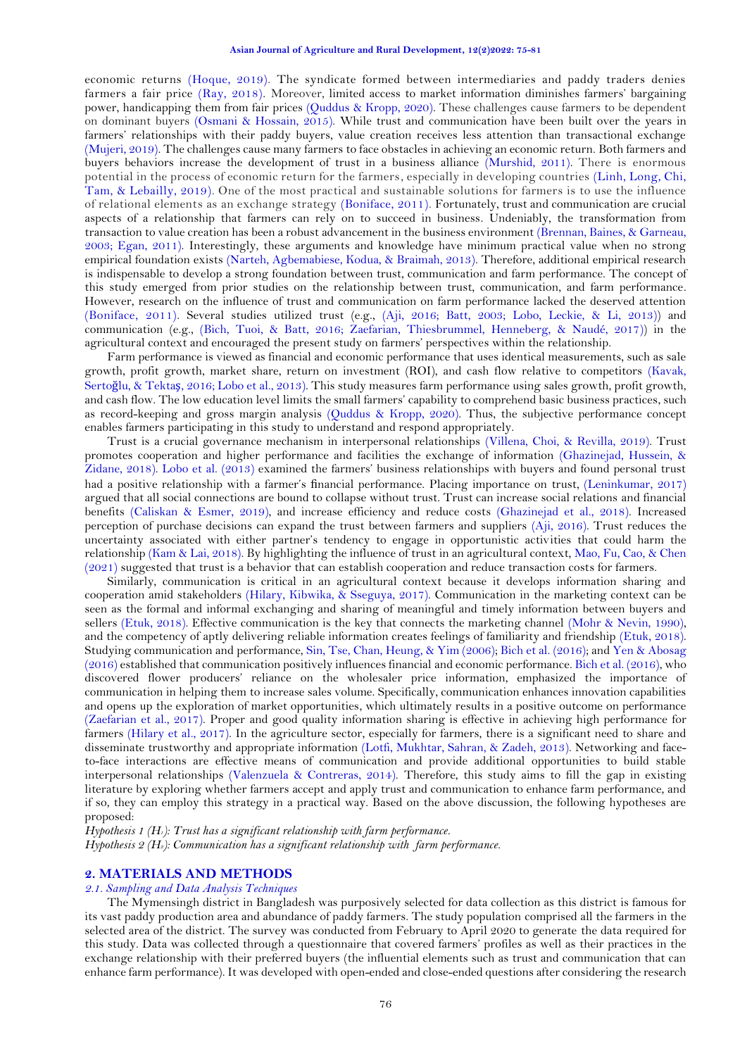economic returns (Hoque, 2019). The syndicate formed between intermediaries and paddy traders denies farmers a fair price (Ray, 2018). Moreover, limited access to market information diminishes farmers' bargaining power, handicapping them from fair prices (Quddus & Kropp, 2020). These challenges cause farmers to be dependent on dominant buyers (Osmani & Hossain, 2015). While trust and communication have been built over the years in farmers' relationships with their paddy buyers, value creation receives less attention than transactional exchange (Mujeri, 2019). The challenges cause many farmers to face obstacles in achieving an economic return. Both farmers and buyers behaviors increase the development of trust in a business alliance (Murshid, 2011). There is enormous potential in the process of economic return for the farmers, especially in developing countries (Linh, Long, Chi, Tam, & Lebailly, 2019). One of the most practical and sustainable solutions for farmers is to use the influence of relational elements as an exchange strategy (Boniface, 2011). Fortunately, trust and communication are crucial aspects of a relationship that farmers can rely on to succeed in business. Undeniably, the transformation from transaction to value creation has been a robust advancement in the business environment (Brennan, Baines, & Garneau, 2003; Egan, 2011). Interestingly, these arguments and knowledge have minimum practical value when no strong empirical foundation exists (Narteh, Agbemabiese, Kodua, & Braimah, 2013). Therefore, additional empirical research is indispensable to develop a strong foundation between trust, communication and farm performance. The concept of this study emerged from prior studies on the relationship between trust, communication, and farm performance. However, research on the influence of trust and communication on farm performance lacked the deserved attention (Boniface, 2011). Several studies utilized trust (e.g., (Aji, 2016; Batt, 2003; Lobo, Leckie, & Li, 2013)) and communication (e.g., (Bich, Tuoi, & Batt, 2016; Zaefarian, Thiesbrummel, Henneberg, & Naudé, 2017)) in the agricultural context and encouraged the present study on farmers' perspectives within the relationship.

Farm performance is viewed as financial and economic performance that uses identical measurements, such as sale growth, profit growth, market share, return on investment (ROI), and cash flow relative to competitors (Kavak, Sertoğlu, & Tektaş, 2016; Lobo et al., 2013). This study measures farm performance using sales growth, profit growth, and cash flow. The low education level limits the small farmers' capability to comprehend basic business practices, such as record-keeping and gross margin analysis (Quddus & Kropp, 2020). Thus, the subjective performance concept enables farmers participating in this study to understand and respond appropriately.

Trust is a crucial governance mechanism in interpersonal relationships (Villena, Choi, & Revilla, 2019). Trust promotes cooperation and higher performance and facilities the exchange of information (Ghazinejad, Hussein, & Zidane, 2018). Lobo et al. (2013) examined the farmers' business relationships with buyers and found personal trust had a positive relationship with a farmer's financial performance. Placing importance on trust, (Leninkumar, 2017) argued that all social connections are bound to collapse without trust. Trust can increase social relations and financial benefits (Caliskan & Esmer, 2019), and increase efficiency and reduce costs (Ghazinejad et al., 2018). Increased perception of purchase decisions can expand the trust between farmers and suppliers (Aji, 2016). Trust reduces the uncertainty associated with either partner's tendency to engage in opportunistic activities that could harm the relationship (Kam & Lai, 2018). By highlighting the influence of trust in an agricultural context, Mao, Fu, Cao, & Chen (2021) suggested that trust is a behavior that can establish cooperation and reduce transaction costs for farmers.

Similarly, communication is critical in an agricultural context because it develops information sharing and cooperation amid stakeholders (Hilary, Kibwika, & Sseguya, 2017). Communication in the marketing context can be seen as the formal and informal exchanging and sharing of meaningful and timely information between buyers and sellers (Etuk, 2018). Effective communication is the key that connects the marketing channel (Mohr & Nevin, 1990), and the competency of aptly delivering reliable information creates feelings of familiarity and friendship (Etuk, 2018). Studying communication and performance, Sin, Tse, Chan, Heung, & Yim (2006); Bich et al. (2016); and Yen & Abosag (2016) established that communication positively influences financial and economic performance. Bich et al. (2016), who discovered flower producers' reliance on the wholesaler price information, emphasized the importance of communication in helping them to increase sales volume. Specifically, communication enhances innovation capabilities and opens up the exploration of market opportunities, which ultimately results in a positive outcome on performance (Zaefarian et al., 2017). Proper and good quality information sharing is effective in achieving high performance for farmers (Hilary et al., 2017). In the agriculture sector, especially for farmers, there is a significant need to share and disseminate trustworthy and appropriate information (Lotfi, Mukhtar, Sahran, & Zadeh, 2013). Networking and face-to-face interactions are effective means of communication and provide additional opportunities to build stable interpersonal relationships (Valenzuela & Contreras, 2014). Therefore, this study aims to fill the gap in existing literature by exploring whether farmers accept and apply trust and communication to enhance farm performance, and if so, they can employ this strategy in a practical way. Based on the above discussion, the following hypotheses are proposed:

*Hypothesis 1 ($H_1$): Trust has a significant relationship with farm performance.*

*Hypothesis 2 ($H_2$): Communication has a significant relationship with farm performance.*

## 2. MATERIALS AND METHODS

### *2.1. Sampling and Data Analysis Techniques*

The Mymensingh district in Bangladesh was purposively selected for data collection as this district is famous for its vast paddy production area and abundance of paddy farmers. The study population comprised all the farmers in the selected area of the district. The survey was conducted from February to April 2020 to generate the data required for this study. Data was collected through a questionnaire that covered farmers' profiles as well as their practices in the exchange relationship with their preferred buyers (the influential elements such as trust and communication that can enhance farm performance). It was developed with open-ended and close-ended questions after considering the research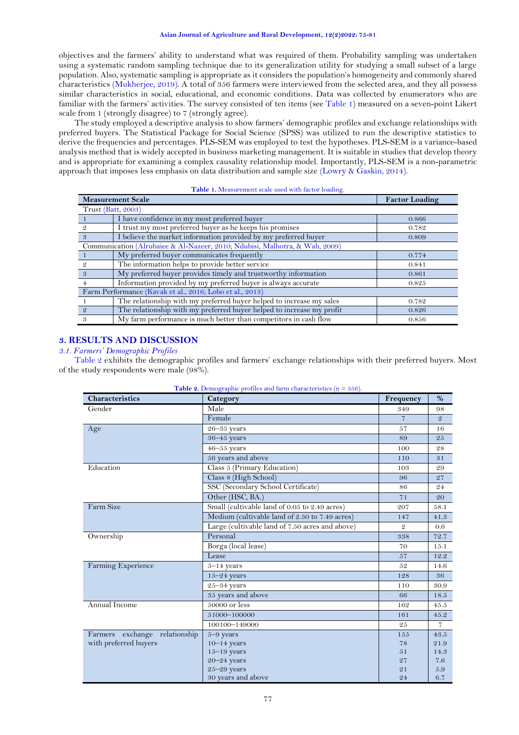objectives and the farmers' ability to understand what was required of them. Probability sampling was undertaken using a systematic random sampling technique due to its generalization utility for studying a small subset of a large population. Also, systematic sampling is appropriate as it considers the population's homogeneity and commonly shared characteristics (Mukherjee, 2019). A total of 356 farmers were interviewed from the selected area, and they all possess similar characteristics in social, educational, and economic conditions. Data was collected by enumerators who are familiar with the farmers' activities. The survey consisted of ten items (see Table 1) measured on a seven-point Likert scale from 1 (strongly disagree) to 7 (strongly agree).

The study employed a descriptive analysis to show farmers' demographic profiles and exchange relationships with preferred buyers. The Statistical Package for Social Science (SPSS) was utilized to run the descriptive statistics to derive the frequencies and percentages. PLS-SEM was employed to test the hypotheses. PLS-SEM is a variance-based analysis method that is widely accepted in business marketing management. It is suitable in studies that develop theory and is appropriate for examining a complex causality relationship model. Importantly, PLS-SEM is a non-parametric approach that imposes less emphasis on data distribution and sample size (Lowry & Gaskin, 2014).

**Table 1.** Measurement scale used with factor loading.

| Measurement Scale | | Factor Loading |
|---|---|---|
| Trust (Batt, 2003) | | |
| 1 | I have confidence in my most preferred buyer | 0.866 |
| 2 | I trust my most preferred buyer as he keeps his promises | 0.782 |
| 3 | I believe the market information provided by my preferred buyer | 0.809 |
| Communication (Alrubaiee & Al-Nazeer, 2010; Ndubisi, Malhotra, & Wah, 2009) | | |
| 1 | My preferred buyer communicates frequently | 0.774 |
| 2 | The information helps to provide better service | 0.841 |
| 3 | My preferred buyer provides timely and trustworthy information | 0.861 |
| 4 | Information provided by my preferred buyer is always accurate | 0.825 |
| Farm Performance (Kavak et al., 2016; Lobo et al., 2013) | | |
| 1 | The relationship with my preferred buyer helped to increase my sales | 0.782 |
| 2 | The relationship with my preferred buyer helped to increase my profit | 0.826 |
| 3 | My farm performance is much better than competitors in cash flow | 0.856 |

## 3. RESULTS AND DISCUSSION

### *3.1. Farmers' Demographic Profiles*

Table 2 exhibits the demographic profiles and farmers' exchange relationships with their preferred buyers. Most of the study respondents were male (98%).

**Table 2.** Demographic profiles and farm characteristics (n = 356).

| Characteristics | Category | Frequency | % |
|---|---|---|---|
| Gender | Male | 349 | 98 |
| | Female | 7 | 2 |
| Age | 26–35 years | 57 | 16 |
| | 36–45 years | 89 | 25 |
| | 46–55 years | 100 | 28 |
| | 56 years and above | 110 | 31 |
| Education | Class 5 (Primary Education) | 103 | 29 |
| | Class 8 (High School) | 96 | 27 |
| | SSC (Secondary School Certificate) | 86 | 24 |
| | Other (HSC, BA.) | 71 | 20 |
| Farm Size | Small (cultivable land of 0.05 to 2.49 acres) | 207 | 58.1 |
| | Medium (cultivable land of 2.50 to 7.49 acres) | 147 | 41.3 |
| | Large (cultivable land of 7.50 acres and above) | 2 | 0.6 |
| Ownership | Personal | 338 | 72.7 |
| | Borga (local lease) | 70 | 15.1 |
| | Lease | 57 | 12.2 |
| Farming Experience | 5–14 years | 52 | 14.6 |
| | 15–24 years | 128 | 36 |
| | 25–34 years | 110 | 30.9 |
| | 35 years and above | 66 | 18.5 |
| Annual Income | 50000 or less | 162 | 45.5 |
| | 51000–100000 | 161 | 45.2 |
| | 100100–149000 | 25 | 7 |
| Farmers exchange relationship with preferred buyers | 5–9 years | 155 | 43.5 |
| | 10–14 years | 78 | 21.9 |
| | 15–19 years | 51 | 14.3 |
| | 20–24 years | 27 | 7.6 |
| | 25–29 years | 21 | 5.9 |
| | 30 years and above | 24 | 6.7 |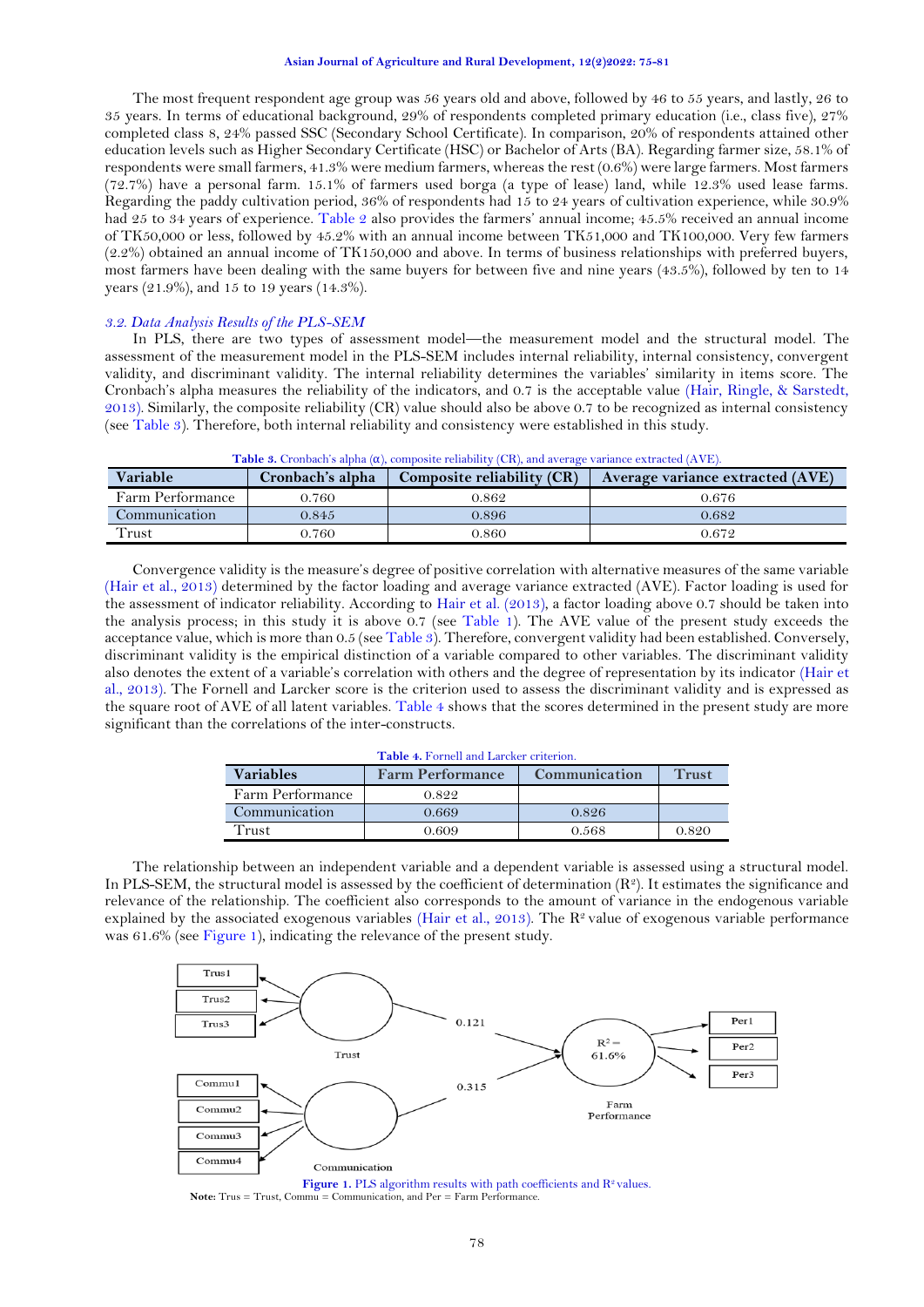The most frequent respondent age group was 56 years old and above, followed by 46 to 55 years, and lastly, 26 to 35 years. In terms of educational background, 29% of respondents completed primary education (i.e., class five), 27% completed class 8, 24% passed SSC (Secondary School Certificate). In comparison, 20% of respondents attained other education levels such as Higher Secondary Certificate (HSC) or Bachelor of Arts (BA). Regarding farmer size, 58.1% of respondents were small farmers, 41.3% were medium farmers, whereas the rest (0.6%) were large farmers. Most farmers (72.7%) have a personal farm. 15.1% of farmers used borga (a type of lease) land, while 12.3% used lease farms. Regarding the paddy cultivation period, 36% of respondents had 15 to 24 years of cultivation experience, while 30.9% had 25 to 34 years of experience. Table 2 also provides the farmers' annual income; 45.5% received an annual income of TK50,000 or less, followed by 45.2% with an annual income between TK51,000 and TK100,000. Very few farmers (2.2%) obtained an annual income of TK150,000 and above. In terms of business relationships with preferred buyers, most farmers have been dealing with the same buyers for between five and nine years (43.5%), followed by ten to 14 years (21.9%), and 15 to 19 years (14.3%).

### *3.2. Data Analysis Results of the PLS-SEM*

In PLS, there are two types of assessment model—the measurement model and the structural model. The assessment of the measurement model in the PLS-SEM includes internal reliability, internal consistency, convergent validity, and discriminant validity. The internal reliability determines the variables' similarity in items score. The Cronbach's alpha measures the reliability of the indicators, and 0.7 is the acceptable value (Hair, Ringle, & Sarstedt, 2013). Similarly, the composite reliability (CR) value should also be above 0.7 to be recognized as internal consistency (see Table 3). Therefore, both internal reliability and consistency were established in this study.

**Table 3.** Cronbach's alpha (α), composite reliability (CR), and average variance extracted (AVE).

| Variable | Cronbach's alpha | Composite reliability (CR) | Average variance extracted (AVE) |
|---|---|---|---|
| Farm Performance | 0.760 | 0.862 | 0.676 |
| Communication | 0.845 | 0.896 | 0.682 |
| Trust | 0.760 | 0.860 | 0.672 |

Convergence validity is the measure's degree of positive correlation with alternative measures of the same variable (Hair et al., 2013) determined by the factor loading and average variance extracted (AVE). Factor loading is used for the assessment of indicator reliability. According to Hair et al. (2013), a factor loading above 0.7 should be taken into the analysis process; in this study it is above 0.7 (see Table 1). The AVE value of the present study exceeds the acceptance value, which is more than 0.5 (see Table 3). Therefore, convergent validity had been established. Conversely, discriminant validity is the empirical distinction of a variable compared to other variables. The discriminant validity also denotes the extent of a variable's correlation with others and the degree of representation by its indicator (Hair et al., 2013). The Fornell and Larcker score is the criterion used to assess the discriminant validity and is expressed as the square root of AVE of all latent variables. Table 4 shows that the scores determined in the present study are more significant than the correlations of the inter-constructs.

**Table 4.** Fornell and Larcker criterion.

| Variables | Farm Performance | Communication | Trust |
|---|---|---|---|
| Farm Performance | 0.822 | | |
| Communication | 0.669 | 0.826 | |
| Trust | 0.609 | 0.568 | 0.820 |

The relationship between an independent variable and a dependent variable is assessed using a structural model. In PLS-SEM, the structural model is assessed by the coefficient of determination ($R^2$). It estimates the significance and relevance of the relationship. The coefficient also corresponds to the amount of variance in the endogenous variable explained by the associated exogenous variables (Hair et al., 2013). The $R^2$ value of exogenous variable performance was 61.6% (see Figure 1), indicating the relevance of the present study.

**Figure 1.** PLS algorithm results with path coefficients and $R^2$ values.

**Note:** Trus = Trust, Commu = Communication, and Per = Farm Performance.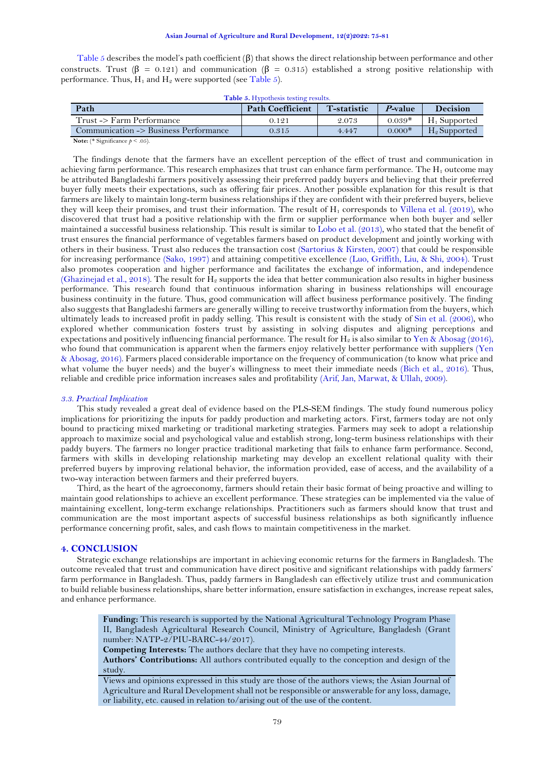Table 5 describes the model's path coefficient (β) that shows the direct relationship between performance and other constructs. Trust (β = 0.121) and communication (β = 0.315) established a strong positive relationship with performance. Thus, $H_1$ and $H_2$ were supported (see Table 5).

**Table 5.** Hypothesis testing results.

| Path | Path Coefficient | T-statistic | *P*-value | Decision |
|---|---|---|---|---|
| Trust -> Farm Performance | 0.121 | 2.073 | 0.039* | $H_1$ Supported |
| Communication -> Business Performance | 0.315 | 4.447 | 0.000* | $H_2$ Supported |

**Note:** (* Significance $p < .05$).

The findings denote that the farmers have an excellent perception of the effect of trust and communication in achieving farm performance. This research emphasizes that trust can enhance farm performance. The $H_1$ outcome may be attributed Bangladeshi farmers positively assessing their preferred paddy buyers and believing that their preferred buyer fully meets their expectations, such as offering fair prices. Another possible explanation for this result is that farmers are likely to maintain long-term business relationships if they are confident with their preferred buyers, believe they will keep their promises, and trust their information. The result of $H_1$ corresponds to Villena et al. (2019), who discovered that trust had a positive relationship with the firm or supplier performance when both buyer and seller maintained a successful business relationship. This result is similar to Lobo et al. (2013), who stated that the benefit of trust ensures the financial performance of vegetables farmers based on product development and jointly working with others in their business. Trust also reduces the transaction cost (Sartorius & Kirsten, 2007) that could be responsible for increasing performance (Sako, 1997) and attaining competitive excellence (Luo, Griffith, Liu, & Shi, 2004). Trust also promotes cooperation and higher performance and facilitates the exchange of information, and independence (Ghazinejad et al., 2018). The result for $H_2$ supports the idea that better communication also results in higher business performance. This research found that continuous information sharing in business relationships will encourage business continuity in the future. Thus, good communication will affect business performance positively. The finding also suggests that Bangladeshi farmers are generally willing to receive trustworthy information from the buyers, which ultimately leads to increased profit in paddy selling. This result is consistent with the study of Sin et al. (2006), who explored whether communication fosters trust by assisting in solving disputes and aligning perceptions and expectations and positively influencing financial performance. The result for $H_2$ is also similar to Yen & Abosag (2016), who found that communication is apparent when the farmers enjoy relatively better performance with suppliers (Yen & Abosag, 2016). Farmers placed considerable importance on the frequency of communication (to know what price and what volume the buyer needs) and the buyer's willingness to meet their immediate needs (Bich et al., 2016). Thus, reliable and credible price information increases sales and profitability (Arif, Jan, Marwat, & Ullah, 2009).

### *3.3. Practical Implication*

This study revealed a great deal of evidence based on the PLS-SEM findings. The study found numerous policy implications for prioritizing the inputs for paddy production and marketing actors. First, farmers today are not only bound to practicing mixed marketing or traditional marketing strategies. Farmers may seek to adopt a relationship approach to maximize social and psychological value and establish strong, long-term business relationships with their paddy buyers. The farmers no longer practice traditional marketing that fails to enhance farm performance. Second, farmers with skills in developing relationship marketing may develop an excellent relational quality with their preferred buyers by improving relational behavior, the information provided, ease of access, and the availability of a two-way interaction between farmers and their preferred buyers.

Third, as the heart of the agroeconomy, farmers should retain their basic format of being proactive and willing to maintain good relationships to achieve an excellent performance. These strategies can be implemented via the value of maintaining excellent, long-term exchange relationships. Practitioners such as farmers should know that trust and communication are the most important aspects of successful business relationships as both significantly influence performance concerning profit, sales, and cash flows to maintain competitiveness in the market.

## 4. CONCLUSION

Strategic exchange relationships are important in achieving economic returns for the farmers in Bangladesh. The outcome revealed that trust and communication have direct positive and significant relationships with paddy farmers' farm performance in Bangladesh. Thus, paddy farmers in Bangladesh can effectively utilize trust and communication to build reliable business relationships, share better information, ensure satisfaction in exchanges, increase repeat sales, and enhance performance.

**Funding:** This research is supported by the National Agricultural Technology Program Phase II, Bangladesh Agricultural Research Council, Ministry of Agriculture, Bangladesh (Grant number: NATP-2/PIU-BARC-44/2017).

**Competing Interests:** The authors declare that they have no competing interests.

**Authors' Contributions:** All authors contributed equally to the conception and design of the study.

Views and opinions expressed in this study are those of the authors views; the Asian Journal of Agriculture and Rural Development shall not be responsible or answerable for any loss, damage, or liability, etc. caused in relation to/arising out of the use of the content.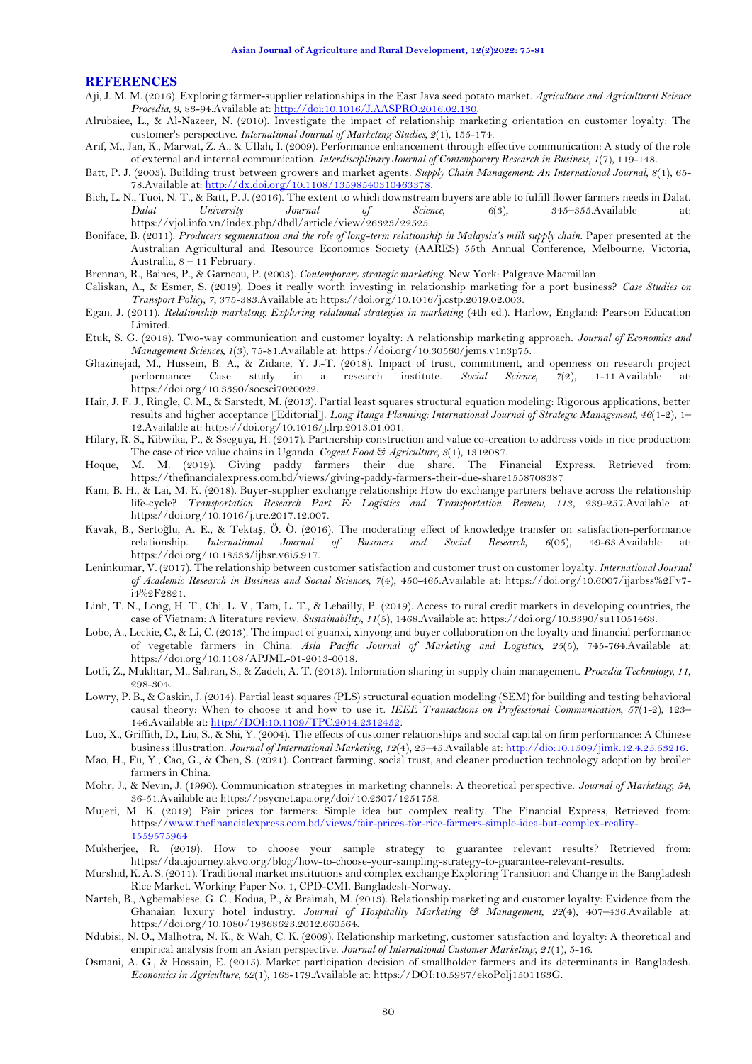## REFERENCES

Aji, J. M. M. (2016). Exploring farmer-supplier relationships in the East Java seed potato market. *Agriculture and Agricultural Science Procedia, 9*, 83-94.Available at: http://doi:10.1016/J.AASPRO.2016.02.130.

Alrubaiee, L., & Al-Nazeer, N. (2010). Investigate the impact of relationship marketing orientation on customer loyalty: The customer's perspective. *International Journal of Marketing Studies, 2*(1), 155-174.

Arif, M., Jan, K., Marwat, Z. A., & Ullah, I. (2009). Performance enhancement through effective communication: A study of the role of external and internal communication. *Interdisciplinary Journal of Contemporary Research in Business, 1*(7), 119-148.

Batt, P. J. (2003). Building trust between growers and market agents. *Supply Chain Management: An International Journal, 8*(1), 65-78.Available at: http://dx.doi.org/10.1108/13598540310463378.

Bich, L. N., Tuoi, N. T., & Batt, P. J. (2016). The extent to which downstream buyers are able to fulfill flower farmers needs in Dalat. *Dalat University Journal of Science, 6*(3), 345–355.Available at: https://vjol.info.vn/index.php/dhdl/article/view/26323/22525.

Boniface, B. (2011). *Producers segmentation and the role of long-term relationship in Malaysia's milk supply chain*. Paper presented at the Australian Agricultural and Resource Economics Society (AARES) 55th Annual Conference, Melbourne, Victoria, Australia, 8 – 11 February.

Brennan, R., Baines, P., & Garneau, P. (2003). *Contemporary strategic marketing*. New York: Palgrave Macmillan.

Caliskan, A., & Esmer, S. (2019). Does it really worth investing in relationship marketing for a port business? *Case Studies on Transport Policy, 7*, 375-383.Available at: https://doi.org/10.1016/j.cstp.2019.02.003.

Egan, J. (2011). *Relationship marketing: Exploring relational strategies in marketing* (4th ed.). Harlow, England: Pearson Education Limited.

Etuk, S. G. (2018). Two-way communication and customer loyalty: A relationship marketing approach. *Journal of Economics and Management Sciences, 1*(3), 75-81.Available at: https://doi.org/10.30560/jems.v1n3p75.

Ghazinejad, M., Hussein, B. A., & Zidane, Y. J.-T. (2018). Impact of trust, commitment, and openness on research project performance: Case study in a research institute. *Social Science, 7*(2), 1-11.Available at: https://doi.org/10.3390/socsci7020022.

Hair, J. F. J., Ringle, C. M., & Sarstedt, M. (2013). Partial least squares structural equation modeling: Rigorous applications, better results and higher acceptance [Editorial]. *Long Range Planning: International Journal of Strategic Management, 46*(1-2), 1–12.Available at: https://doi.org/10.1016/j.lrp.2013.01.001.

Hilary, R. S., Kibwika, P., & Sseguya, H. (2017). Partnership construction and value co-creation to address voids in rice production: The case of rice value chains in Uganda. *Cogent Food & Agriculture, 3*(1), 1312087.

Hoque, M. M. (2019). Giving paddy farmers their due share. The Financial Express. Retrieved from: https://thefinancialexpress.com.bd/views/giving-paddy-farmers-their-due-share1558708387

Kam, B. H., & Lai, M. K. (2018). Buyer-supplier exchange relationship: How do exchange partners behave across the relationship life-cycle? *Transportation Research Part E: Logistics and Transportation Review, 113*, 239-257.Available at: https://doi.org/10.1016/j.tre.2017.12.007.

Kavak, B., Sertoğlu, A. E., & Tektaş, Ö. Ö. (2016). The moderating effect of knowledge transfer on satisfaction-performance relationship. *International Journal of Business and Social Research, 6*(05), 49-63.Available at: https://doi.org/10.18533/ijbsr.v6i5.917.

Leninkumar, V. (2017). The relationship between customer satisfaction and customer trust on customer loyalty. *International Journal of Academic Research in Business and Social Sciences, 7*(4), 450-465.Available at: https://doi.org/10.6007/ijarbss%2Fv7-i4%2F2821.

Linh, T. N., Long, H. T., Chi, L. V., Tam, L. T., & Lebailly, P. (2019). Access to rural credit markets in developing countries, the case of Vietnam: A literature review. *Sustainability, 11*(5), 1468.Available at: https://doi.org/10.3390/su11051468.

Lobo, A., Leckie, C., & Li, C. (2013). The impact of guanxi, xinyong and buyer collaboration on the loyalty and financial performance of vegetable farmers in China. *Asia Pacific Journal of Marketing and Logistics, 25*(5), 745-764.Available at: https://doi.org/10.1108/APJML-01-2013-0018.

Lotfi, Z., Mukhtar, M., Sahran, S., & Zadeh, A. T. (2013). Information sharing in supply chain management. *Procedia Technology, 11*, 298-304.

Lowry, P. B., & Gaskin, J. (2014). Partial least squares (PLS) structural equation modeling (SEM) for building and testing behavioral causal theory: When to choose it and how to use it. *IEEE Transactions on Professional Communication, 57*(1-2), 123–146.Available at: http://DOI:10.1109/TPC.2014.2312452.

Luo, X., Griffith, D., Liu, S., & Shi, Y. (2004). The effects of customer relationships and social capital on firm performance: A Chinese business illustration. *Journal of International Marketing, 12*(4), 25–45.Available at: http://dio:10.1509/jimk.12.4.25.53216.

Mao, H., Fu, Y., Cao, G., & Chen, S. (2021). Contract farming, social trust, and cleaner production technology adoption by broiler farmers in China.

Mohr, J., & Nevin, J. (1990). Communication strategies in marketing channels: A theoretical perspective. *Journal of Marketing, 54*, 36-51.Available at: https://psycnet.apa.org/doi/10.2307/1251758.

Mujeri, M. K. (2019). Fair prices for farmers: Simple idea but complex reality. The Financial Express, Retrieved from: https://www.thefinancialexpress.com.bd/views/fair-prices-for-rice-farmers-simple-idea-but-complex-reality-1559575964

Mukherjee, R. (2019). How to choose your sample strategy to guarantee relevant results? Retrieved from: https://datajourney.akvo.org/blog/how-to-choose-your-sampling-strategy-to-guarantee-relevant-results.

Murshid, K. A. S. (2011). Traditional market institutions and complex exchange Exploring Transition and Change in the Bangladesh Rice Market. Working Paper No. 1, CPD-CMI. Bangladesh-Norway.

Narteh, B., Agbemabiese, G. C., Kodua, P., & Braimah, M. (2013). Relationship marketing and customer loyalty: Evidence from the Ghanaian luxury hotel industry. *Journal of Hospitality Marketing & Management, 22*(4), 407–436.Available at: https://doi.org/10.1080/19368623.2012.660564.

Ndubisi, N. O., Malhotra, N. K., & Wah, C. K. (2009). Relationship marketing, customer satisfaction and loyalty: A theoretical and empirical analysis from an Asian perspective. *Journal of International Customer Marketing, 21*(1), 5-16.

Osmani, A. G., & Hossain, E. (2015). Market participation decision of smallholder farmers and its determinants in Bangladesh. *Economics in Agriculture, 62*(1), 163-179.Available at: https://DOI:10.5937/ekoPolj1501163G.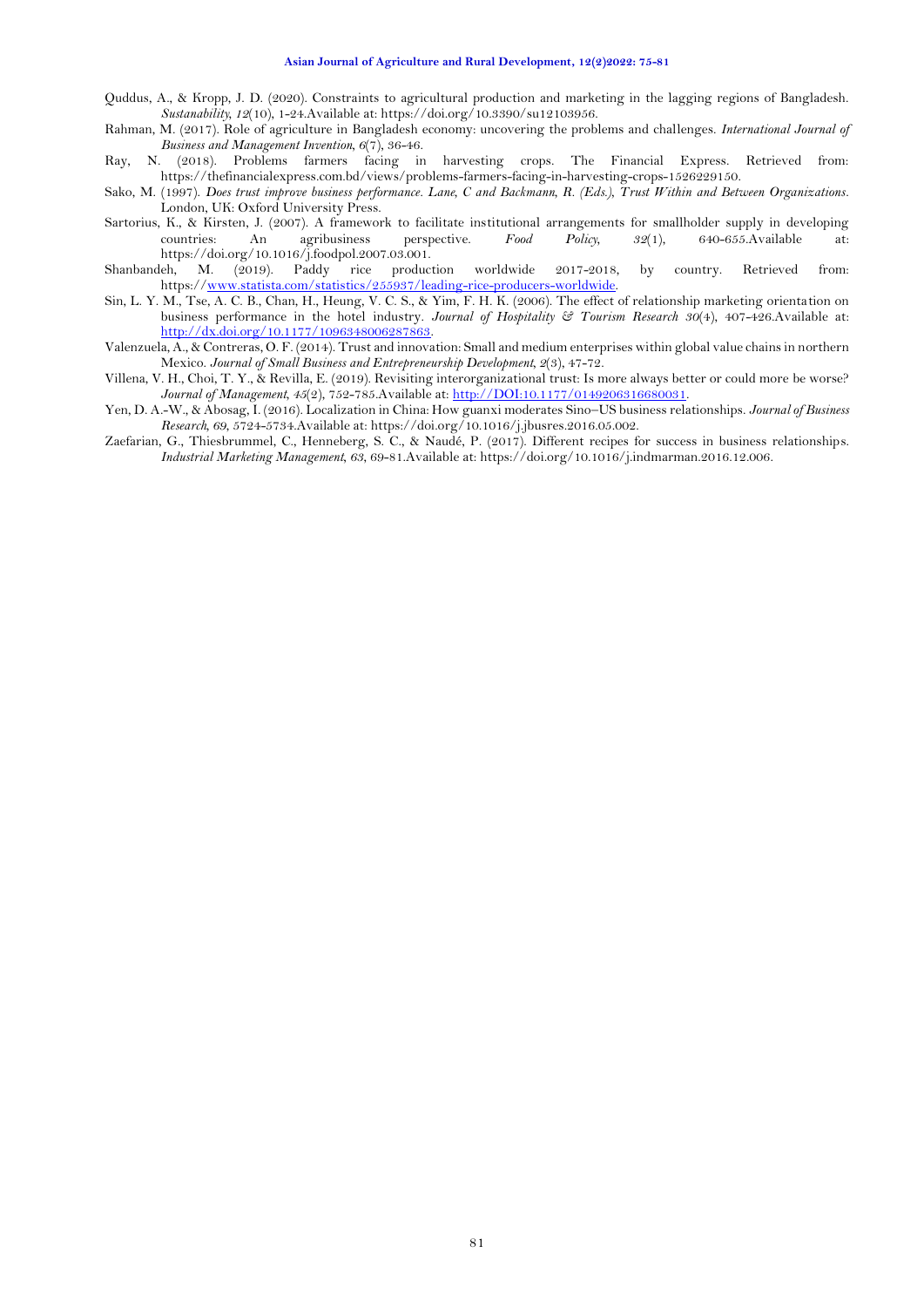Quddus, A., & Kropp, J. D. (2020). Constraints to agricultural production and marketing in the lagging regions of Bangladesh. *Sustanability, 12*(10), 1-24.Available at: https://doi.org/10.3390/su12103956.

Rahman, M. (2017). Role of agriculture in Bangladesh economy: uncovering the problems and challenges. *International Journal of Business and Management Invention, 6*(7), 36-46.

Ray, N. (2018). Problems farmers facing in harvesting crops. The Financial Express. Retrieved from: https://thefinancialexpress.com.bd/views/problems-farmers-facing-in-harvesting-crops-1526229150.

Sako, M. (1997). *Does trust improve business performance. Lane, C and Backmann, R. (Eds.), Trust Within and Between Organizations*. London, UK: Oxford University Press.

Sartorius, K., & Kirsten, J. (2007). A framework to facilitate institutional arrangements for smallholder supply in developing countries: An agribusiness perspective. *Food Policy, 32*(1), 640-655.Available at: https://doi.org/10.1016/j.foodpol.2007.03.001.

Shanbandeh, M. (2019). Paddy rice production worldwide 2017-2018, by country. Retrieved from: https://www.statista.com/statistics/255937/leading-rice-producers-worldwide.

Sin, L. Y. M., Tse, A. C. B., Chan, H., Heung, V. C. S., & Yim, F. H. K. (2006). The effect of relationship marketing orientation on business performance in the hotel industry. *Journal of Hospitality & Tourism Research 30*(4), 407-426.Available at: http://dx.doi.org/10.1177/1096348006287863.

Valenzuela, A., & Contreras, O. F. (2014). Trust and innovation: Small and medium enterprises within global value chains in northern Mexico. *Journal of Small Business and Entrepreneurship Development, 2*(3), 47-72.

Villena, V. H., Choi, T. Y., & Revilla, E. (2019). Revisiting interorganizational trust: Is more always better or could more be worse? *Journal of Management, 45*(2), 752-785.Available at: http://DOI:10.1177/0149206316680031.

Yen, D. A.-W., & Abosag, I. (2016). Localization in China: How guanxi moderates Sino–US business relationships. *Journal of Business Research, 69*, 5724-5734.Available at: https://doi.org/10.1016/j.jbusres.2016.05.002.

Zaefarian, G., Thiesbrummel, C., Henneberg, S. C., & Naudé, P. (2017). Different recipes for success in business relationships. *Industrial Marketing Management, 63*, 69-81.Available at: https://doi.org/10.1016/j.indmarman.2016.12.006.